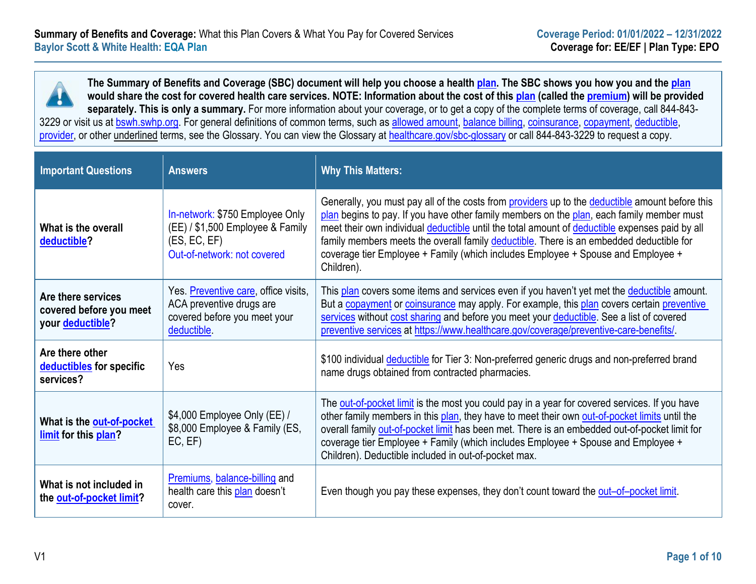**Summary of Benefits and Coverage:** What this Plan Covers & What You Pay for Covered Services
**Baylor Scott & White Health: EQA Plan**

**Coverage Period: 01/01/2022 – 12/31/2022**
**Coverage for: EE/EF | Plan Type: EPO**

**The Summary of Benefits and Coverage (SBC) document will help you choose a health plan. The SBC shows you how you and the plan would share the cost for covered health care services. NOTE: Information about the cost of this plan (called the premium) will be provided separately. This is only a summary.** For more information about your coverage, or to get a copy of the complete terms of coverage, call 844-843-3229 or visit us at bswh.swhp.org. For general definitions of common terms, such as allowed amount, balance billing, coinsurance, copayment, deductible, provider, or other underlined terms, see the Glossary. You can view the Glossary at healthcare.gov/sbc-glossary or call 844-843-3229 to request a copy.

| Important Questions | Answers | Why This Matters: |
|---|---|---|
| **What is the overall deductible?** | In-network: $750 Employee Only (EE) / $1,500 Employee & Family (ES, EC, EF)<br>Out-of-network: not covered | Generally, you must pay all of the costs from providers up to the deductible amount before this plan begins to pay. If you have other family members on the plan, each family member must meet their own individual deductible until the total amount of deductible expenses paid by all family members meets the overall family deductible. There is an embedded deductible for coverage tier Employee + Family (which includes Employee + Spouse and Employee + Children). |
| **Are there services covered before you meet your deductible?** | Yes. Preventive care, office visits, ACA preventive drugs are covered before you meet your deductible. | This plan covers some items and services even if you haven't yet met the deductible amount. But a copayment or coinsurance may apply. For example, this plan covers certain preventive services without cost sharing and before you meet your deductible. See a list of covered preventive services at https://www.healthcare.gov/coverage/preventive-care-benefits/. |
| **Are there other deductibles for specific services?** | Yes | $100 individual deductible for Tier 3: Non-preferred generic drugs and non-preferred brand name drugs obtained from contracted pharmacies. |
| **What is the out-of-pocket limit for this plan?** | $4,000 Employee Only (EE) / $8,000 Employee & Family (ES, EC, EF) | The out-of-pocket limit is the most you could pay in a year for covered services. If you have other family members in this plan, they have to meet their own out-of-pocket limits until the overall family out-of-pocket limit has been met. There is an embedded out-of-pocket limit for coverage tier Employee + Family (which includes Employee + Spouse and Employee + Children). Deductible included in out-of-pocket max. |
| **What is not included in the out-of-pocket limit?** | Premiums, balance-billing and health care this plan doesn't cover. | Even though you pay these expenses, they don't count toward the out–of–pocket limit. |

V1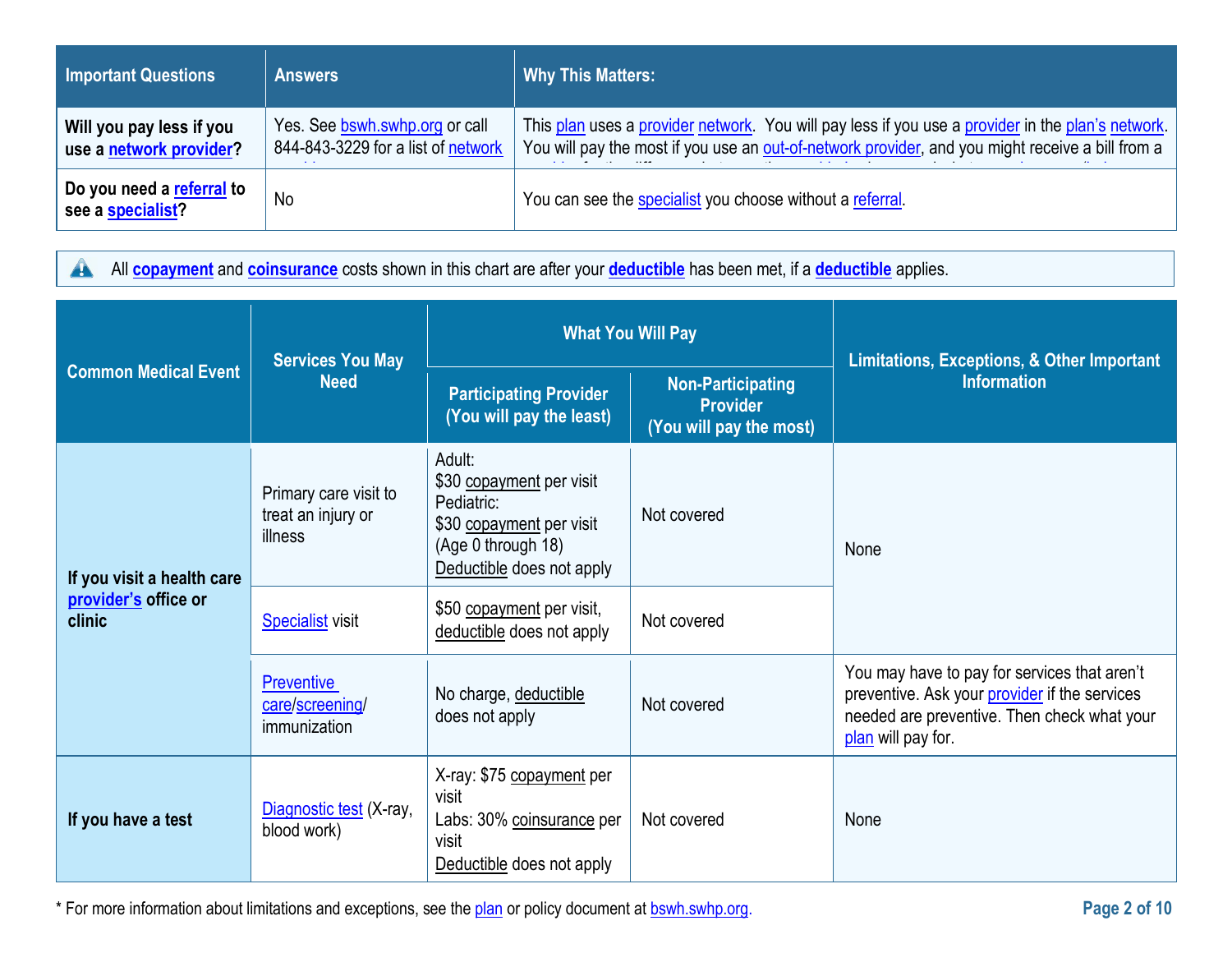| Important Questions | Answers | Why This Matters: |
| --- | --- | --- |
| **Will you pay less if you use a network provider?** | Yes. See bswh.swhp.org or call 844-843-3229 for a list of network | This plan uses a provider network. You will pay less if you use a provider in the plan's network. You will pay the most if you use an out-of-network provider, and you might receive a bill from a |
| **Do you need a referral to see a specialist?** | No | You can see the specialist you choose without a referral. |

All **copayment** and **coinsurance** costs shown in this chart are after your **deductible** has been met, if a **deductible** applies.

| Common Medical Event | Services You May Need | What You Will Pay | | Limitations, Exceptions, & Other Important Information |
| --- | --- | --- | --- | --- |
| | | Participating Provider (You will pay the least) | Non-Participating Provider (You will pay the most) | |
| **If you visit a health care provider's office or clinic** | Primary care visit to treat an injury or illness | Adult: $30 copayment per visit Pediatric: $30 copayment per visit (Age 0 through 18) Deductible does not apply | Not covered | None |
| | Specialist visit | $50 copayment per visit, deductible does not apply | Not covered | |
| | Preventive care/screening/ immunization | No charge, deductible does not apply | Not covered | You may have to pay for services that aren't preventive. Ask your provider if the services needed are preventive. Then check what your plan will pay for. |
| **If you have a test** | Diagnostic test (X-ray, blood work) | X-ray: $75 copayment per visit Labs: 30% coinsurance per visit Deductible does not apply | Not covered | None |

* For more information about limitations and exceptions, see the plan or policy document at bswh.swhp.org.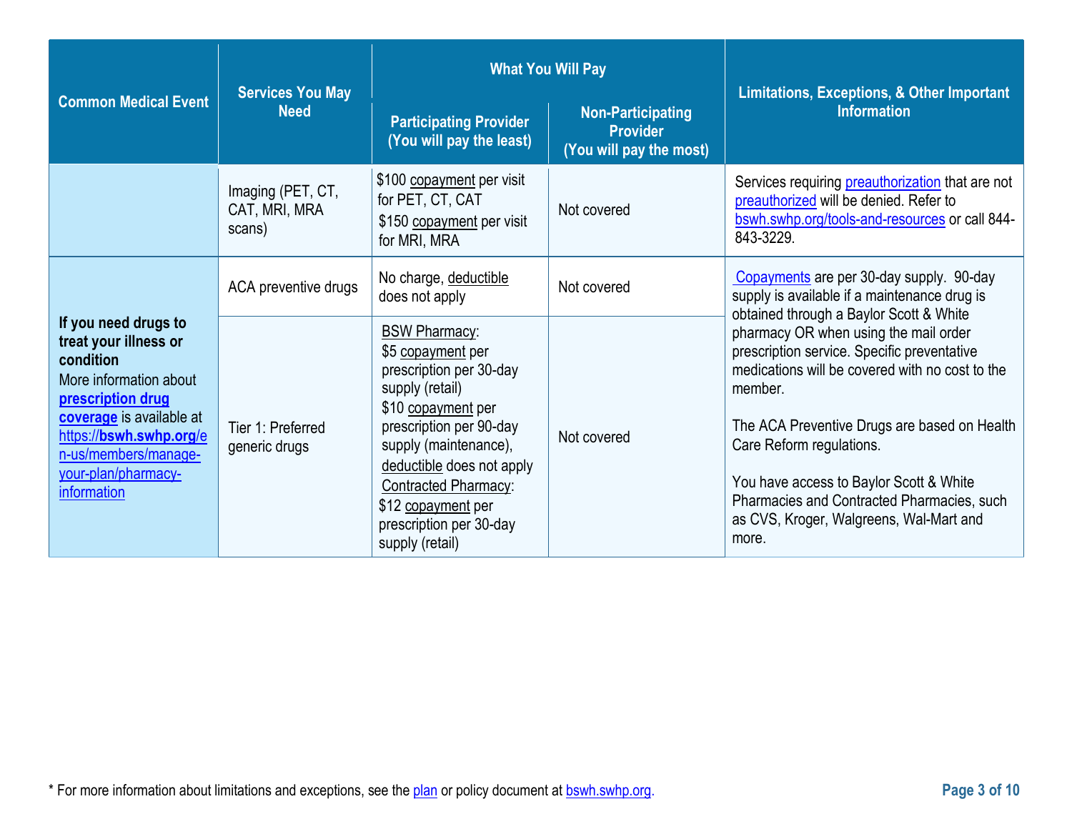| Common Medical Event | Services You May Need | What You Will Pay | | Limitations, Exceptions, & Other Important Information |
|---|---|---|---|---|
| | | Participating Provider (You will pay the least) | Non-Participating Provider (You will pay the most) | |
| | Imaging (PET, CT, CAT, MRI, MRA scans) | $100 copayment per visit for PET, CT, CAT<br>$150 copayment per visit for MRI, MRA | Not covered | Services requiring preauthorization that are not preauthorized will be denied. Refer to bswh.swhp.org/tools-and-resources or call 844-843-3229. |
| **If you need drugs to treat your illness or condition**<br>More information about **prescription drug coverage** is available at https://**bswh.swhp.org**/en-us/members/manage-your-plan/pharmacy-information | ACA preventive drugs | No charge, deductible does not apply | Not covered | Copayments are per 30-day supply. 90-day supply is available if a maintenance drug is obtained through a Baylor Scott & White pharmacy OR when using the mail order prescription service. Specific preventative medications will be covered with no cost to the member.<br><br>The ACA Preventive Drugs are based on Health Care Reform regulations.<br><br>You have access to Baylor Scott & White Pharmacies and Contracted Pharmacies, such as CVS, Kroger, Walgreens, Wal-Mart and more. |
| | Tier 1: Preferred generic drugs | BSW Pharmacy:<br>$5 copayment per prescription per 30-day supply (retail)<br>$10 copayment per prescription per 90-day supply (maintenance), deductible does not apply<br>Contracted Pharmacy:<br>$12 copayment per prescription per 30-day supply (retail) | Not covered | |

* For more information about limitations and exceptions, see the plan or policy document at bswh.swhp.org.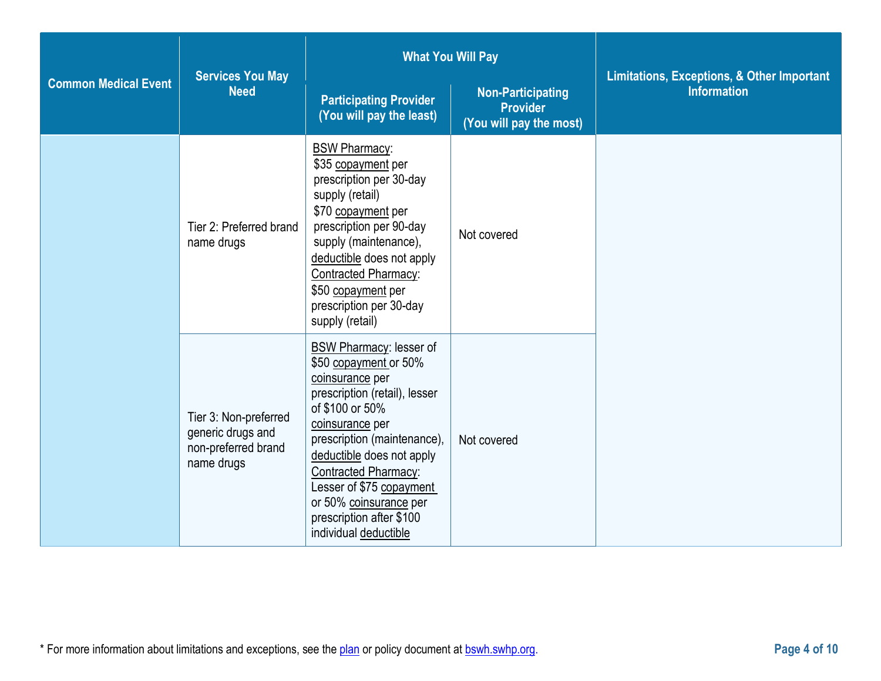| Common Medical Event | Services You May Need | What You Will Pay | | Limitations, Exceptions, & Other Important Information |
|---|---|---|---|---|
| | | Participating Provider (You will pay the least) | Non-Participating Provider (You will pay the most) | |
| | Tier 2: Preferred brand name drugs | BSW Pharmacy: $35 copayment per prescription per 30-day supply (retail) $70 copayment per prescription per 90-day supply (maintenance), deductible does not apply Contracted Pharmacy: $50 copayment per prescription per 30-day supply (retail) | Not covered | |
| | Tier 3: Non-preferred generic drugs and non-preferred brand name drugs | BSW Pharmacy: lesser of $50 copayment or 50% coinsurance per prescription (retail), lesser of $100 or 50% coinsurance per prescription (maintenance), deductible does not apply Contracted Pharmacy: Lesser of $75 copayment or 50% coinsurance per prescription after $100 individual deductible | Not covered | |

* For more information about limitations and exceptions, see the plan or policy document at bswh.swhp.org.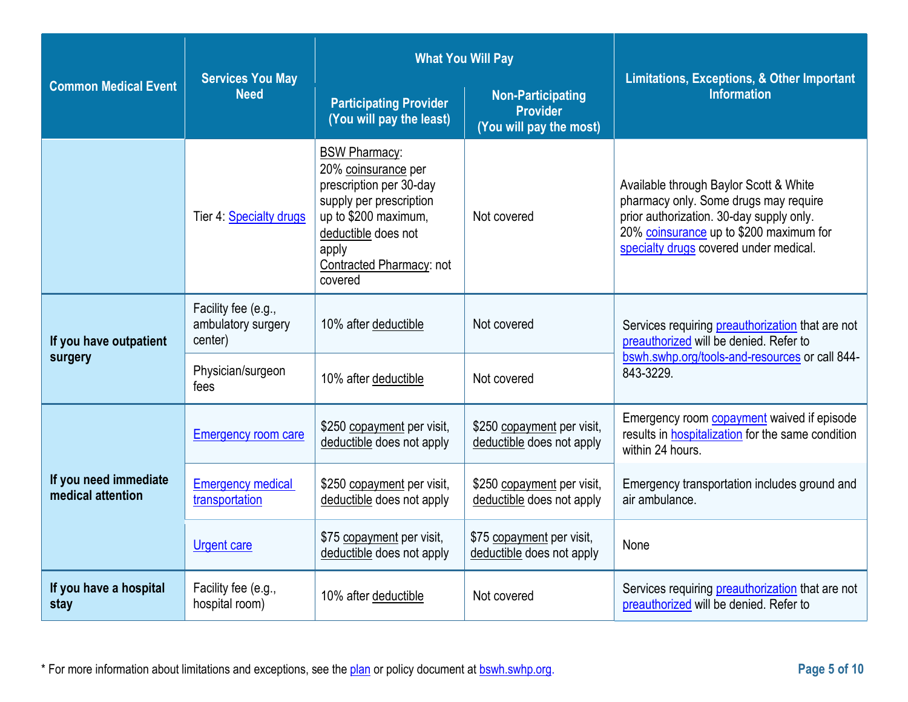| Common Medical Event | Services You May Need | What You Will Pay | | Limitations, Exceptions, & Other Important Information |
|---|---|---|---|---|
| | | Participating Provider (You will pay the least) | Non-Participating Provider (You will pay the most) | |
| | Tier 4: Specialty drugs | BSW Pharmacy: 20% coinsurance per prescription per 30-day supply per prescription up to $200 maximum, deductible does not apply<br>Contracted Pharmacy: not covered | Not covered | Available through Baylor Scott & White pharmacy only. Some drugs may require prior authorization. 30-day supply only. 20% coinsurance up to $200 maximum for specialty drugs covered under medical. |
| If you have outpatient surgery | Facility fee (e.g., ambulatory surgery center) | 10% after deductible | Not covered | Services requiring preauthorization that are not preauthorized will be denied. Refer to bswh.swhp.org/tools-and-resources or call 844-843-3229. |
| | Physician/surgeon fees | 10% after deductible | Not covered | |
| If you need immediate medical attention | Emergency room care | $250 copayment per visit, deductible does not apply | $250 copayment per visit, deductible does not apply | Emergency room copayment waived if episode results in hospitalization for the same condition within 24 hours. |
| | Emergency medical transportation | $250 copayment per visit, deductible does not apply | $250 copayment per visit, deductible does not apply | Emergency transportation includes ground and air ambulance. |
| | Urgent care | $75 copayment per visit, deductible does not apply | $75 copayment per visit, deductible does not apply | None |
| If you have a hospital stay | Facility fee (e.g., hospital room) | 10% after deductible | Not covered | Services requiring preauthorization that are not preauthorized will be denied. Refer to |

* For more information about limitations and exceptions, see the plan or policy document at bswh.swhp.org.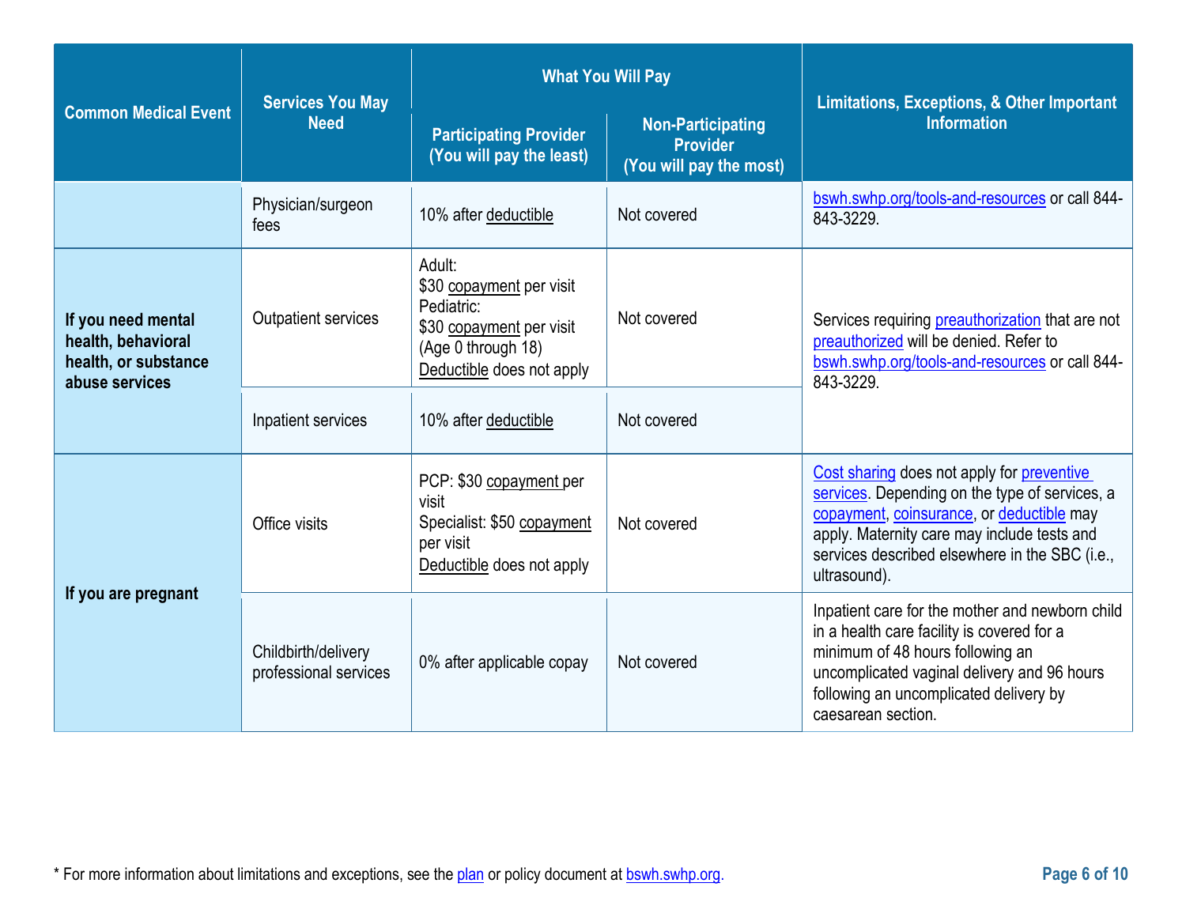| Common Medical Event | Services You May Need | What You Will Pay | | Limitations, Exceptions, & Other Important Information |
|---|---|---|---|---|
| | | Participating Provider (You will pay the least) | Non-Participating Provider (You will pay the most) | |
| | Physician/surgeon fees | 10% after deductible | Not covered | bswh.swhp.org/tools-and-resources or call 844-843-3229. |
| If you need mental health, behavioral health, or substance abuse services | Outpatient services | Adult: $30 copayment per visit Pediatric: $30 copayment per visit (Age 0 through 18) Deductible does not apply | Not covered | Services requiring preauthorization that are not preauthorized will be denied. Refer to bswh.swhp.org/tools-and-resources or call 844-843-3229. |
| | Inpatient services | 10% after deductible | Not covered | |
| If you are pregnant | Office visits | PCP: $30 copayment per visit Specialist: $50 copayment per visit Deductible does not apply | Not covered | Cost sharing does not apply for preventive services. Depending on the type of services, a copayment, coinsurance, or deductible may apply. Maternity care may include tests and services described elsewhere in the SBC (i.e., ultrasound). |
| | Childbirth/delivery professional services | 0% after applicable copay | Not covered | Inpatient care for the mother and newborn child in a health care facility is covered for a minimum of 48 hours following an uncomplicated vaginal delivery and 96 hours following an uncomplicated delivery by caesarean section. |

* For more information about limitations and exceptions, see the plan or policy document at bswh.swhp.org.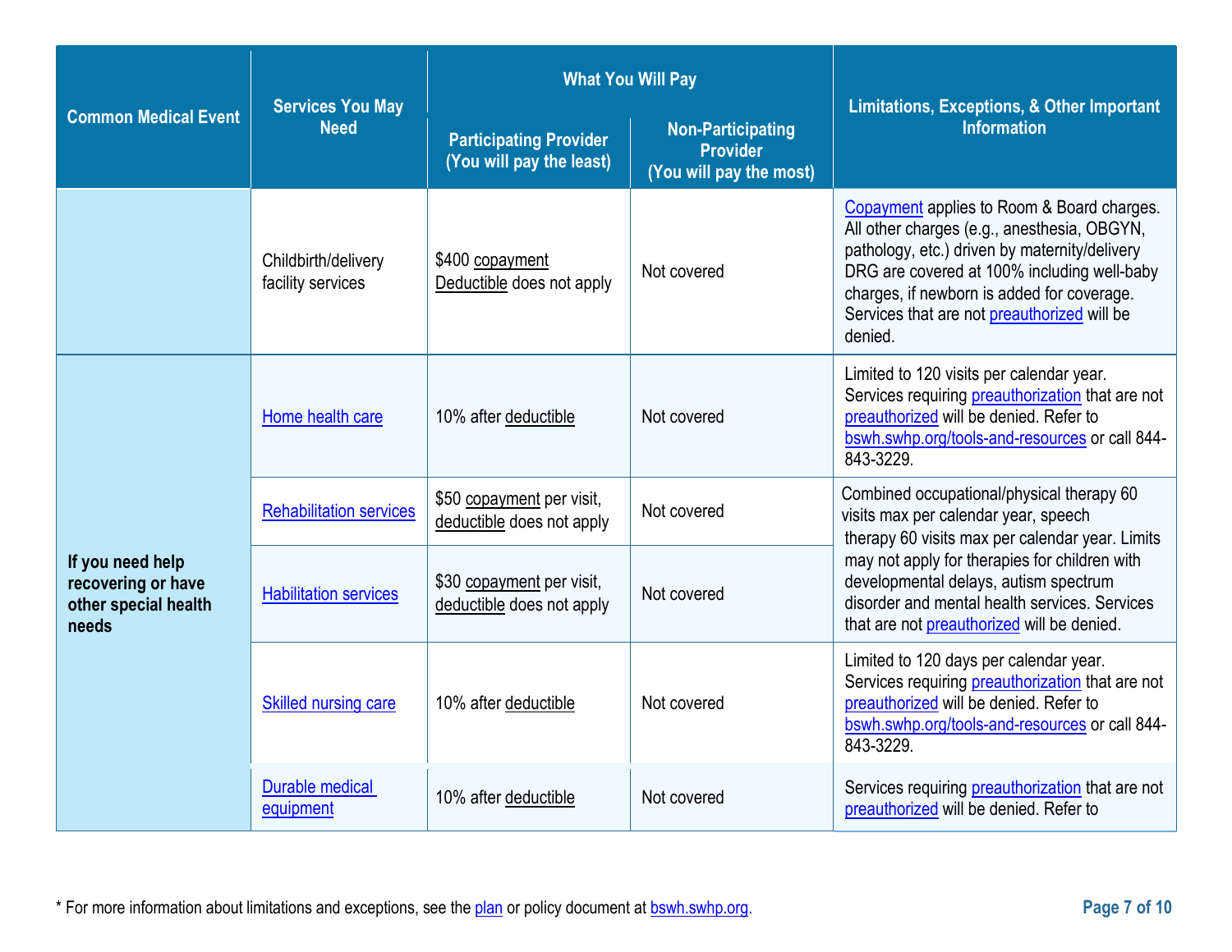| Common Medical Event | Services You May Need | What You Will Pay | | Limitations, Exceptions, & Other Important Information |
|---|---|---|---|---|
| | | Participating Provider (You will pay the least) | Non-Participating Provider (You will pay the most) | |
| | Childbirth/delivery facility services | $400 copayment Deductible does not apply | Not covered | Copayment applies to Room & Board charges. All other charges (e.g., anesthesia, OBGYN, pathology, etc.) driven by maternity/delivery DRG are covered at 100% including well-baby charges, if newborn is added for coverage. Services that are not preauthorized will be denied. |
| If you need help recovering or have other special health needs | Home health care | 10% after deductible | Not covered | Limited to 120 visits per calendar year. Services requiring preauthorization that are not preauthorized will be denied. Refer to bswh.swhp.org/tools-and-resources or call 844-843-3229. |
| | Rehabilitation services | $50 copayment per visit, deductible does not apply | Not covered | Combined occupational/physical therapy 60 visits max per calendar year, speech therapy 60 visits max per calendar year. Limits may not apply for therapies for children with developmental delays, autism spectrum disorder and mental health services. Services that are not preauthorized will be denied. |
| | Habilitation services | $30 copayment per visit, deductible does not apply | Not covered | |
| | Skilled nursing care | 10% after deductible | Not covered | Limited to 120 days per calendar year. Services requiring preauthorization that are not preauthorized will be denied. Refer to bswh.swhp.org/tools-and-resources or call 844-843-3229. |
| | Durable medical equipment | 10% after deductible | Not covered | Services requiring preauthorization that are not preauthorized will be denied. Refer to |

* For more information about limitations and exceptions, see the plan or policy document at bswh.swhp.org.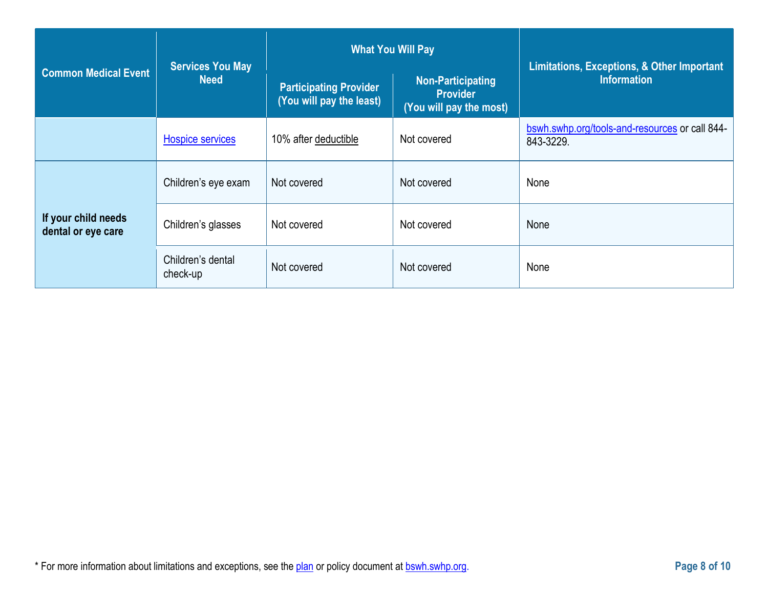| Common Medical Event | Services You May Need | What You Will Pay | | Limitations, Exceptions, & Other Important Information |
|---|---|---|---|---|
| | | Participating Provider (You will pay the least) | Non-Participating Provider (You will pay the most) | |
| | Hospice services | 10% after deductible | Not covered | bswh.swhp.org/tools-and-resources or call 844-843-3229. |
| If your child needs dental or eye care | Children's eye exam | Not covered | Not covered | None |
| | Children's glasses | Not covered | Not covered | None |
| | Children's dental check-up | Not covered | Not covered | None |

* For more information about limitations and exceptions, see the plan or policy document at bswh.swhp.org.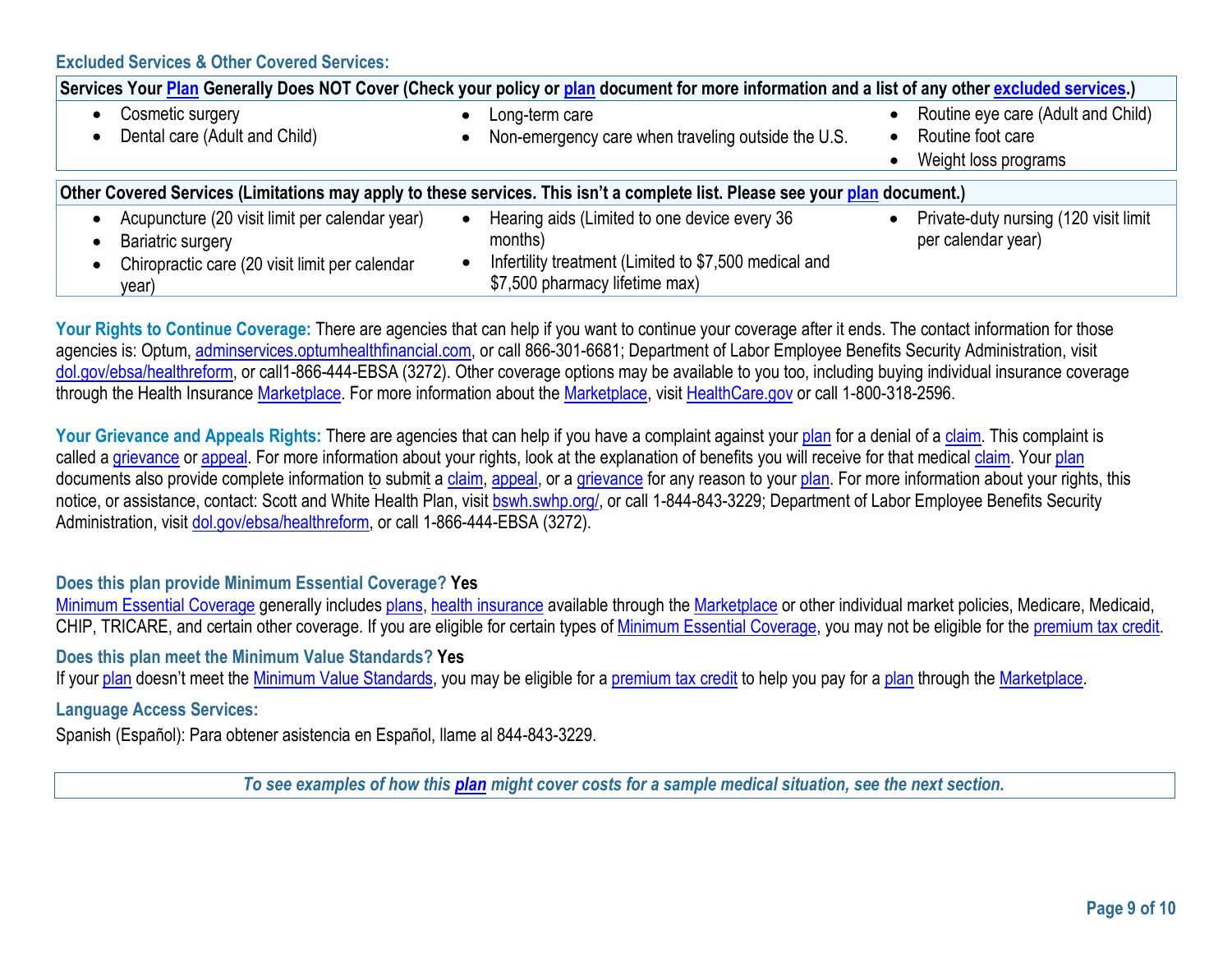### Excluded Services & Other Covered Services:

| Services Your Plan Generally Does NOT Cover (Check your policy or plan document for more information and a list of any other excluded services.) | | |
|---|---|---|
| • Cosmetic surgery<br>• Dental care (Adult and Child) | • Long-term care<br>• Non-emergency care when traveling outside the U.S. | • Routine eye care (Adult and Child)<br>• Routine foot care<br>• Weight loss programs |

| Other Covered Services (Limitations may apply to these services. This isn't a complete list. Please see your plan document.) | | |
|---|---|---|
| • Acupuncture (20 visit limit per calendar year)<br>• Bariatric surgery<br>• Chiropractic care (20 visit limit per calendar year) | • Hearing aids (Limited to one device every 36 months)<br>• Infertility treatment (Limited to $7,500 medical and $7,500 pharmacy lifetime max) | • Private-duty nursing (120 visit limit per calendar year) |

**Your Rights to Continue Coverage:** There are agencies that can help if you want to continue your coverage after it ends. The contact information for those agencies is: Optum, adminservices.optumhealthfinancial.com, or call 866-301-6681; Department of Labor Employee Benefits Security Administration, visit dol.gov/ebsa/healthreform, or call1-866-444-EBSA (3272). Other coverage options may be available to you too, including buying individual insurance coverage through the Health Insurance Marketplace. For more information about the Marketplace, visit HealthCare.gov or call 1-800-318-2596.

**Your Grievance and Appeals Rights:** There are agencies that can help if you have a complaint against your plan for a denial of a claim. This complaint is called a grievance or appeal. For more information about your rights, look at the explanation of benefits you will receive for that medical claim. Your plan documents also provide complete information to submit a claim, appeal, or a grievance for any reason to your plan. For more information about your rights, this notice, or assistance, contact: Scott and White Health Plan, visit bswh.swhp.org/, or call 1-844-843-3229; Department of Labor Employee Benefits Security Administration, visit dol.gov/ebsa/healthreform, or call 1-866-444-EBSA (3272).

**Does this plan provide Minimum Essential Coverage? Yes**

Minimum Essential Coverage generally includes plans, health insurance available through the Marketplace or other individual market policies, Medicare, Medicaid, CHIP, TRICARE, and certain other coverage. If you are eligible for certain types of Minimum Essential Coverage, you may not be eligible for the premium tax credit.

**Does this plan meet the Minimum Value Standards? Yes**

If your plan doesn't meet the Minimum Value Standards, you may be eligible for a premium tax credit to help you pay for a plan through the Marketplace.

**Language Access Services:**

Spanish (Español): Para obtener asistencia en Español, llame al 844-843-3229.

***To see examples of how this plan might cover costs for a sample medical situation, see the next section.***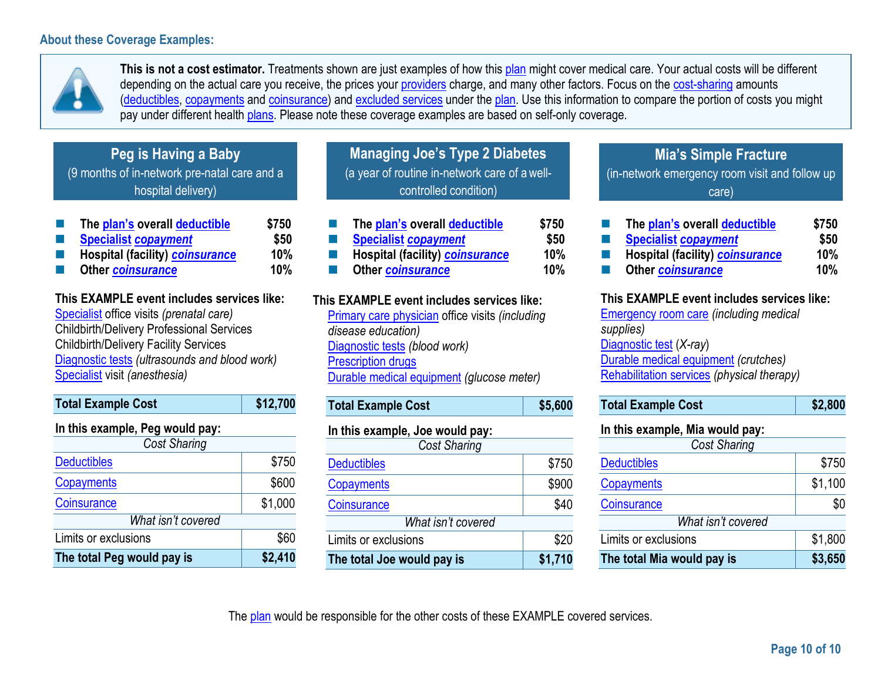## About these Coverage Examples:

**This is not a cost estimator.** Treatments shown are just examples of how this plan might cover medical care. Your actual costs will be different depending on the actual care you receive, the prices your providers charge, and many other factors. Focus on the cost-sharing amounts (deductibles, copayments and coinsurance) and excluded services under the plan. Use this information to compare the portion of costs you might pay under different health plans. Please note these coverage examples are based on self-only coverage.

### Peg is Having a Baby
(9 months of in-network pre-natal care and a hospital delivery)

| | |
|---|---|
| The plan's overall deductible | $750 |
| Specialist copayment | $50 |
| Hospital (facility) coinsurance | 10% |
| Other coinsurance | 10% |

**This EXAMPLE event includes services like:**
Specialist office visits *(prenatal care)*
Childbirth/Delivery Professional Services
Childbirth/Delivery Facility Services
Diagnostic tests *(ultrasounds and blood work)*
Specialist visit *(anesthesia)*

| **Total Example Cost** | **$12,700** |
|---|---|
| **In this example, Peg would pay:** | |
| *Cost Sharing* | |
| Deductibles | $750 |
| Copayments | $600 |
| Coinsurance | $1,000 |
| *What isn't covered* | |
| Limits or exclusions | $60 |
| **The total Peg would pay is** | **$2,410** |

### Managing Joe's Type 2 Diabetes
(a year of routine in-network care of a well-controlled condition)

| | |
|---|---|
| The plan's overall deductible | $750 |
| Specialist copayment | $50 |
| Hospital (facility) coinsurance | 10% |
| Other coinsurance | 10% |

**This EXAMPLE event includes services like:**
Primary care physician office visits *(including disease education)*
Diagnostic tests *(blood work)*
Prescription drugs
Durable medical equipment *(glucose meter)*

| **Total Example Cost** | **$5,600** |
|---|---|
| **In this example, Joe would pay:** | |
| *Cost Sharing* | |
| Deductibles | $750 |
| Copayments | $900 |
| Coinsurance | $40 |
| *What isn't covered* | |
| Limits or exclusions | $20 |
| **The total Joe would pay is** | **$1,710** |

### Mia's Simple Fracture
(in-network emergency room visit and follow up care)

| | |
|---|---|
| The plan's overall deductible | $750 |
| Specialist copayment | $50 |
| Hospital (facility) coinsurance | 10% |
| Other coinsurance | 10% |

**This EXAMPLE event includes services like:**
Emergency room care *(including medical supplies)*
Diagnostic test *(X-ray)*
Durable medical equipment *(crutches)*
Rehabilitation services *(physical therapy)*

| **Total Example Cost** | **$2,800** |
|---|---|
| **In this example, Mia would pay:** | |
| *Cost Sharing* | |
| Deductibles | $750 |
| Copayments | $1,100 |
| Coinsurance | $0 |
| *What isn't covered* | |
| Limits or exclusions | $1,800 |
| **The total Mia would pay is** | **$3,650** |

The plan would be responsible for the other costs of these EXAMPLE covered services.